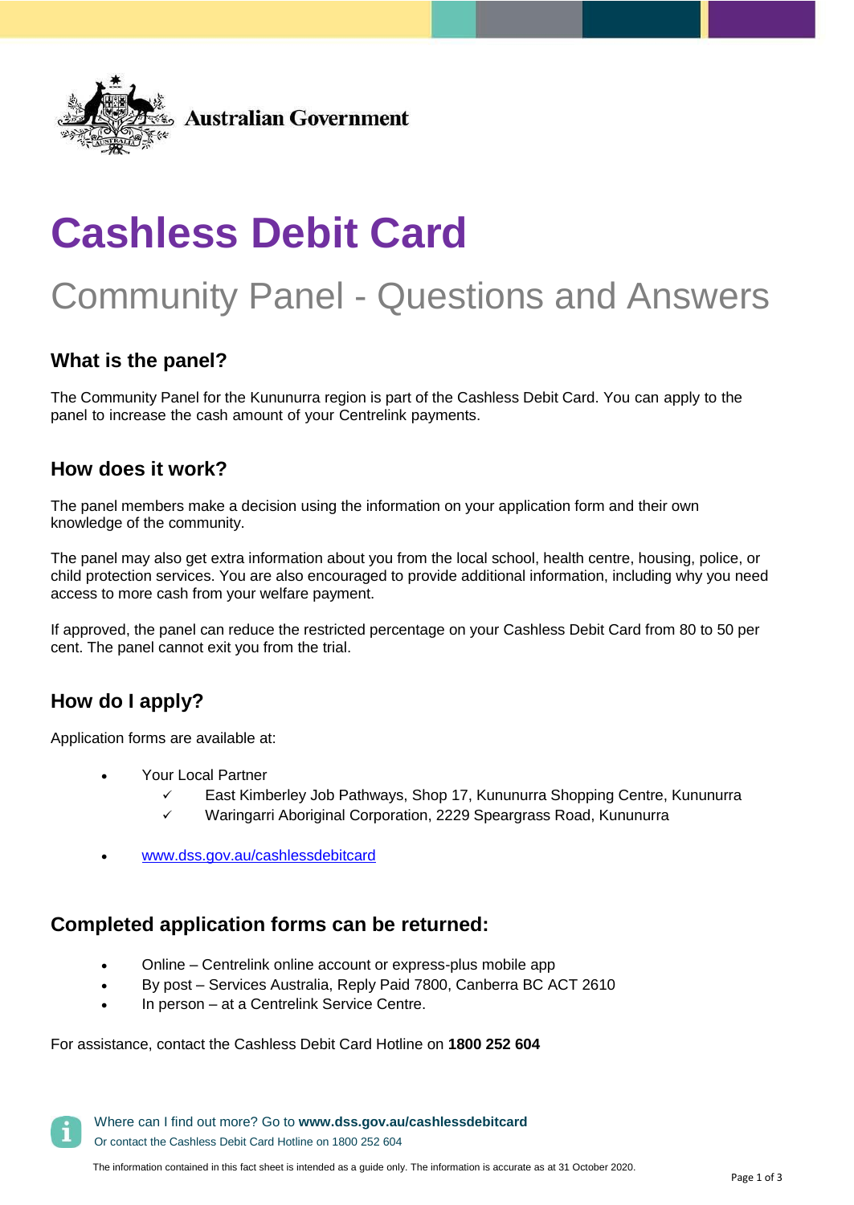Australian Government

# Cashless Debit Card

## Community Panel - Questions and Answers

### What is the panel?

The Community Panel for the Kununurra region is part of the Cashless Debit Card. You can apply to the panel to increase the cash amount of your Centrelink payments.

### How does it work?

The panel members make a decision using the information on your application form and their own knowledge of the community.

The panel may also get extra information about you from the local school, health centre, housing, police, or child protection services. You are also encouraged to provide additional information, including why you need access to more cash from your welfare payment.

If approved, the panel can reduce the restricted percentage on your Cashless Debit Card from 80 to 50 per cent. The panel cannot exit you from the trial.

### How do I apply?

Application forms are available at:

- Your Local Partner
  - ✓ East Kimberley Job Pathways, Shop 17, Kununurra Shopping Centre, Kununurra
  - ✓ Waringarri Aboriginal Corporation, 2229 Speargrass Road, Kununurra
- www.dss.gov.au/cashlessdebitcard

### Completed application forms can be returned:

- Online – Centrelink online account or express-plus mobile app
- By post – Services Australia, Reply Paid 7800, Canberra BC ACT 2610
- In person – at a Centrelink Service Centre.

For assistance, contact the Cashless Debit Card Hotline on **1800 252 604**

Where can I find out more? Go to **www.dss.gov.au/cashlessdebitcard**
Or contact the Cashless Debit Card Hotline on 1800 252 604

The information contained in this fact sheet is intended as a guide only. The information is accurate as at 31 October 2020.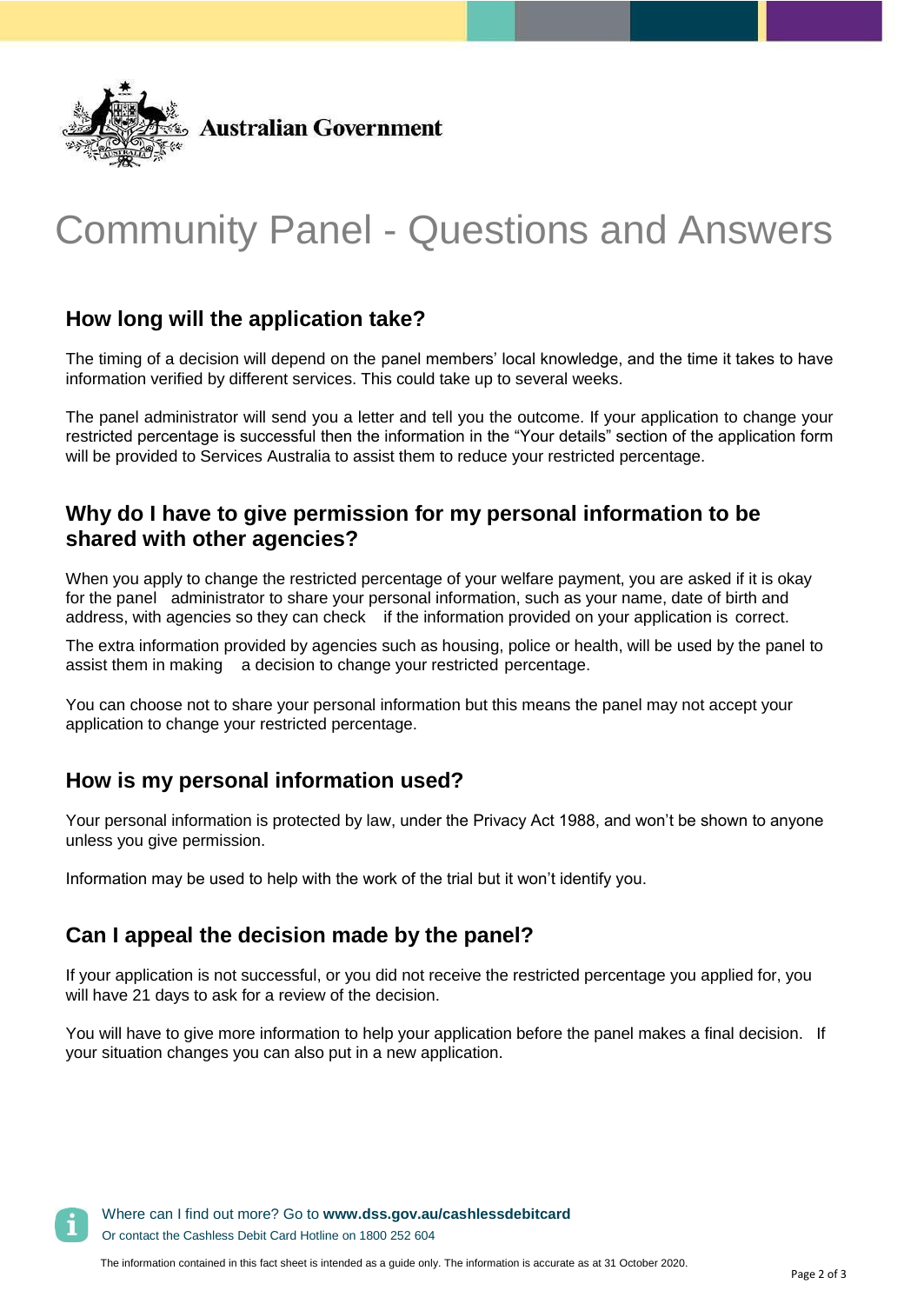Australian Government

# Community Panel - Questions and Answers

## How long will the application take?

The timing of a decision will depend on the panel members' local knowledge, and the time it takes to have information verified by different services. This could take up to several weeks.

The panel administrator will send you a letter and tell you the outcome. If your application to change your restricted percentage is successful then the information in the "Your details" section of the application form will be provided to Services Australia to assist them to reduce your restricted percentage.

## Why do I have to give permission for my personal information to be shared with other agencies?

When you apply to change the restricted percentage of your welfare payment, you are asked if it is okay for the panel administrator to share your personal information, such as your name, date of birth and address, with agencies so they can check if the information provided on your application is correct.

The extra information provided by agencies such as housing, police or health, will be used by the panel to assist them in making a decision to change your restricted percentage.

You can choose not to share your personal information but this means the panel may not accept your application to change your restricted percentage.

## How is my personal information used?

Your personal information is protected by law, under the Privacy Act 1988, and won't be shown to anyone unless you give permission.

Information may be used to help with the work of the trial but it won't identify you.

## Can I appeal the decision made by the panel?

If your application is not successful, or you did not receive the restricted percentage you applied for, you will have 21 days to ask for a review of the decision.

You will have to give more information to help your application before the panel makes a final decision. If your situation changes you can also put in a new application.

Where can I find out more? Go to **www.dss.gov.au/cashlessdebitcard**
Or contact the Cashless Debit Card Hotline on 1800 252 604

The information contained in this fact sheet is intended as a guide only. The information is accurate as at 31 October 2020.